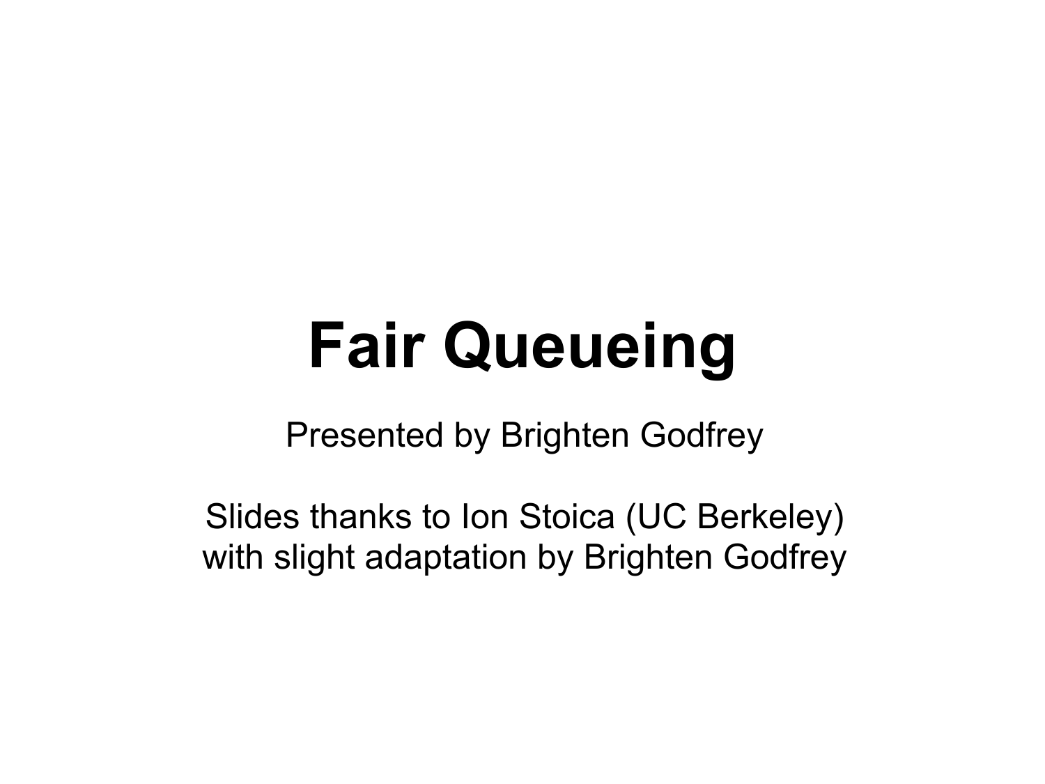# Fair Queueing

Presented by Brighten Godfrey

Slides thanks to Ion Stoica (UC Berkeley) with slight adaptation by Brighten Godfrey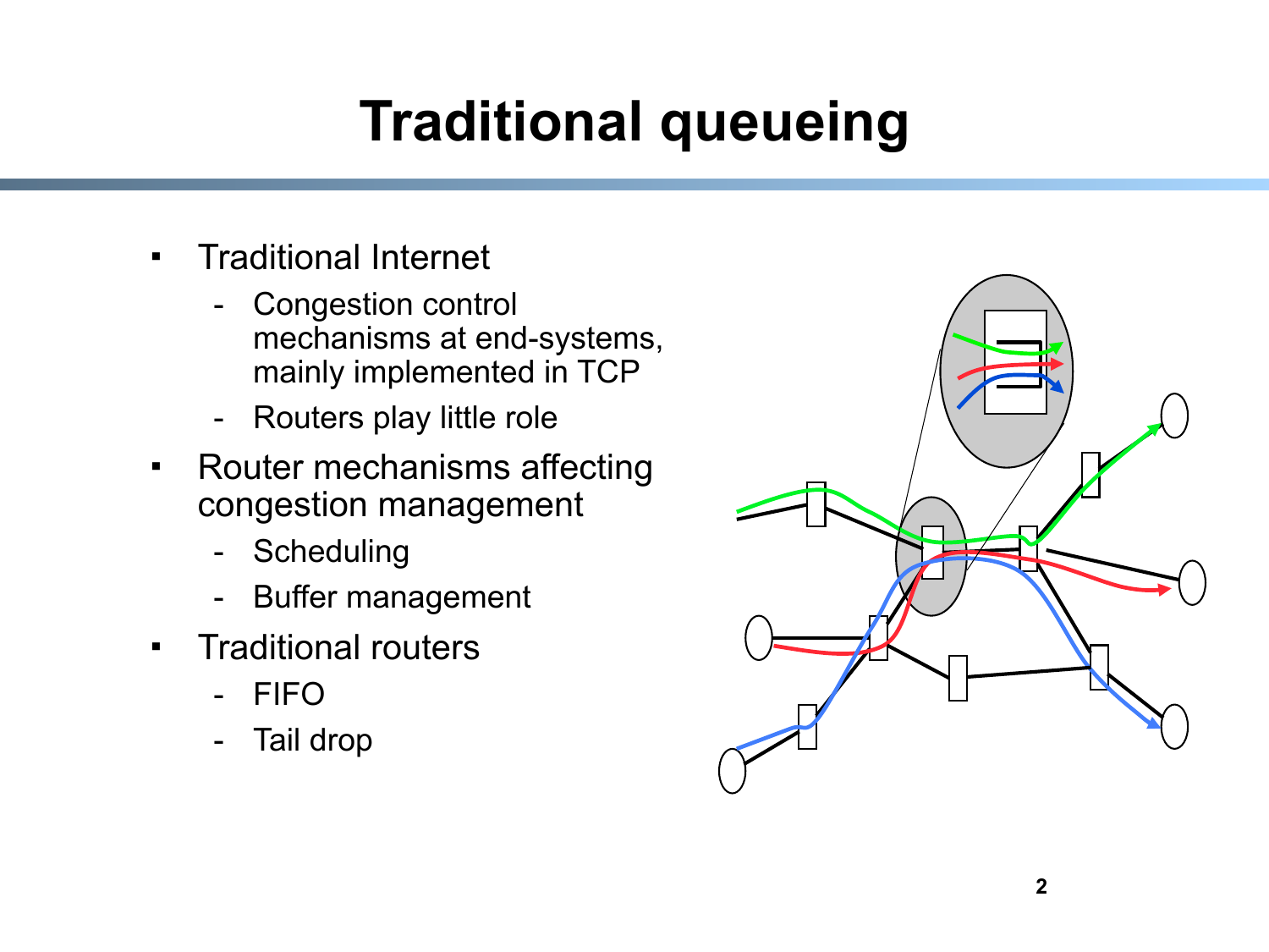# Traditional queueing

- Traditional Internet
  - Congestion control mechanisms at end-systems, mainly implemented in TCP
  - Routers play little role
- Router mechanisms affecting congestion management
  - Scheduling
  - Buffer management
- Traditional routers
  - FIFO
  - Tail drop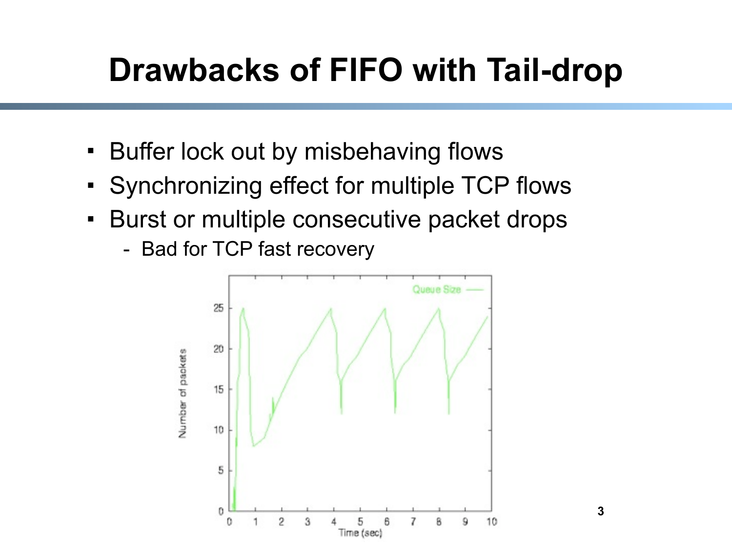# Drawbacks of FIFO with Tail-drop

- Buffer lock out by misbehaving flows
- Synchronizing effect for multiple TCP flows
- Burst or multiple consecutive packet drops
  - Bad for TCP fast recovery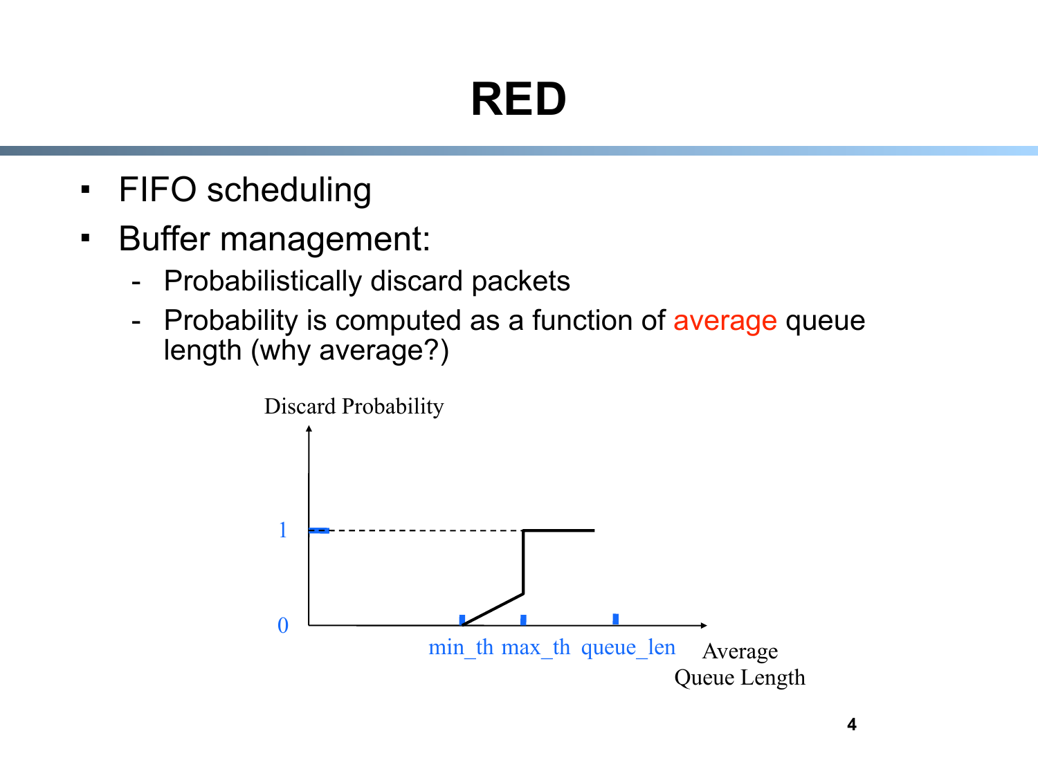# RED

- FIFO scheduling
- Buffer management:
  - Probabilistically discard packets
  - Probability is computed as a function of average queue length (why average?)

Discard Probability

1

0

min_th max_th queue_len Average Queue Length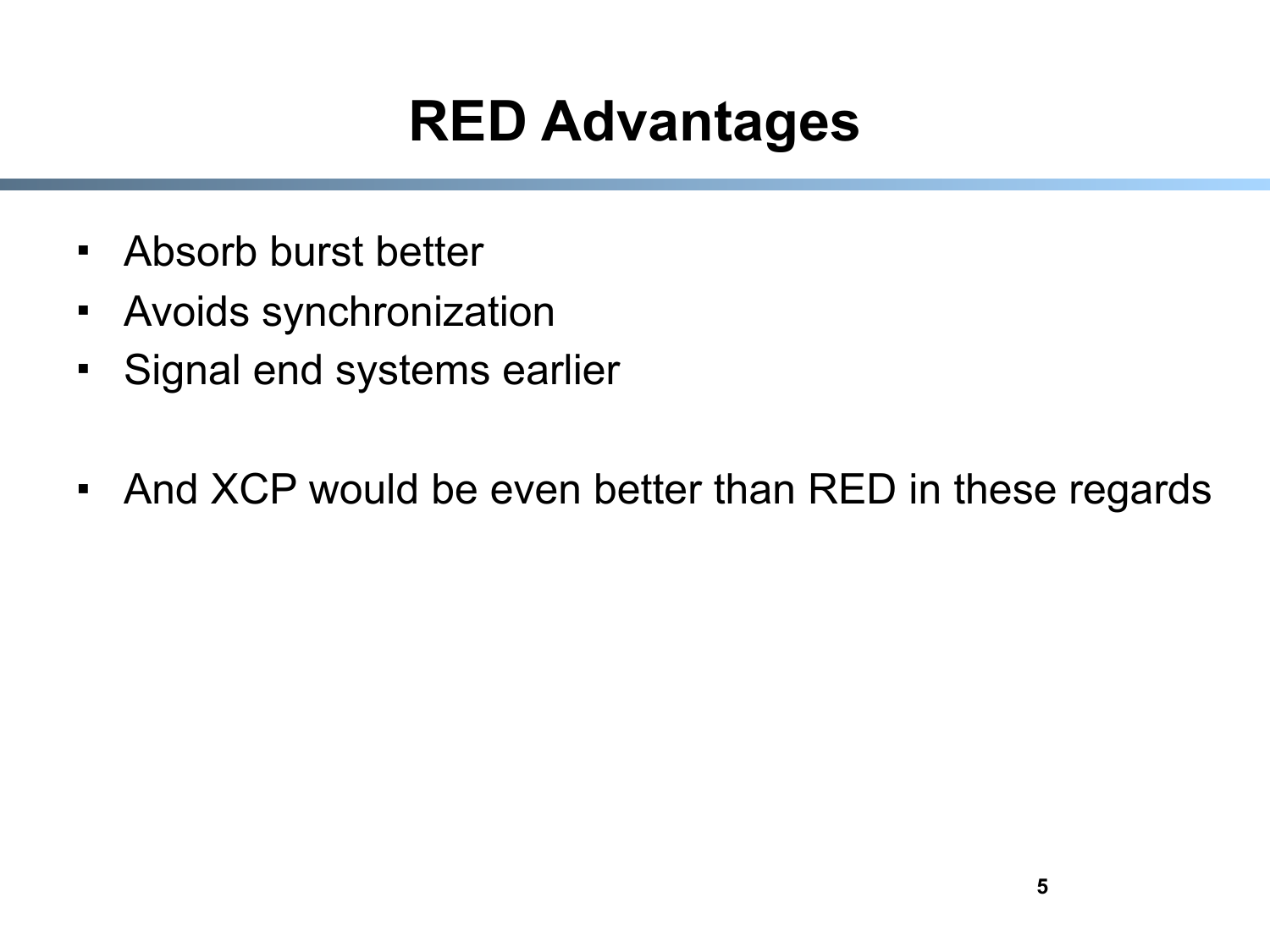# RED Advantages

- Absorb burst better
- Avoids synchronization
- Signal end systems earlier

- And XCP would be even better than RED in these regards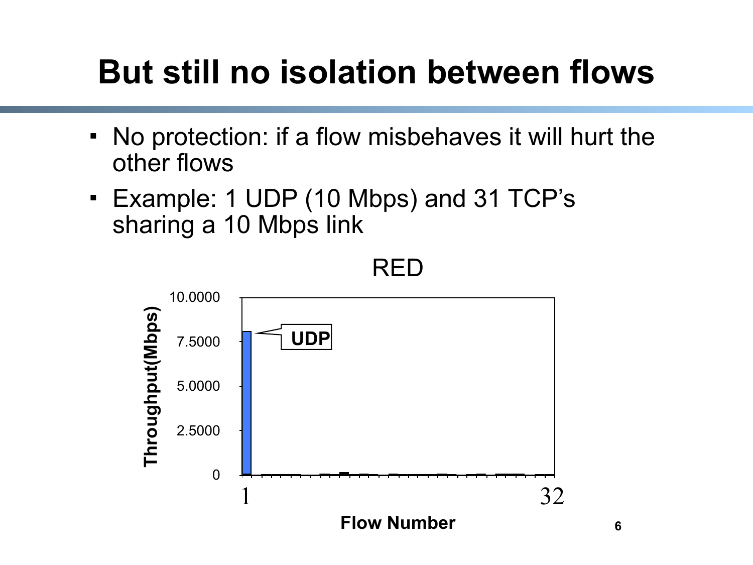# But still no isolation between flows

- No protection: if a flow misbehaves it will hurt the other flows
- Example: 1 UDP (10 Mbps) and 31 TCP's sharing a 10 Mbps link

RED

Throughput(Mbps): 0, 2.5000, 5.0000, 7.5000, 10.0000

UDP

Flow Number: 1, 32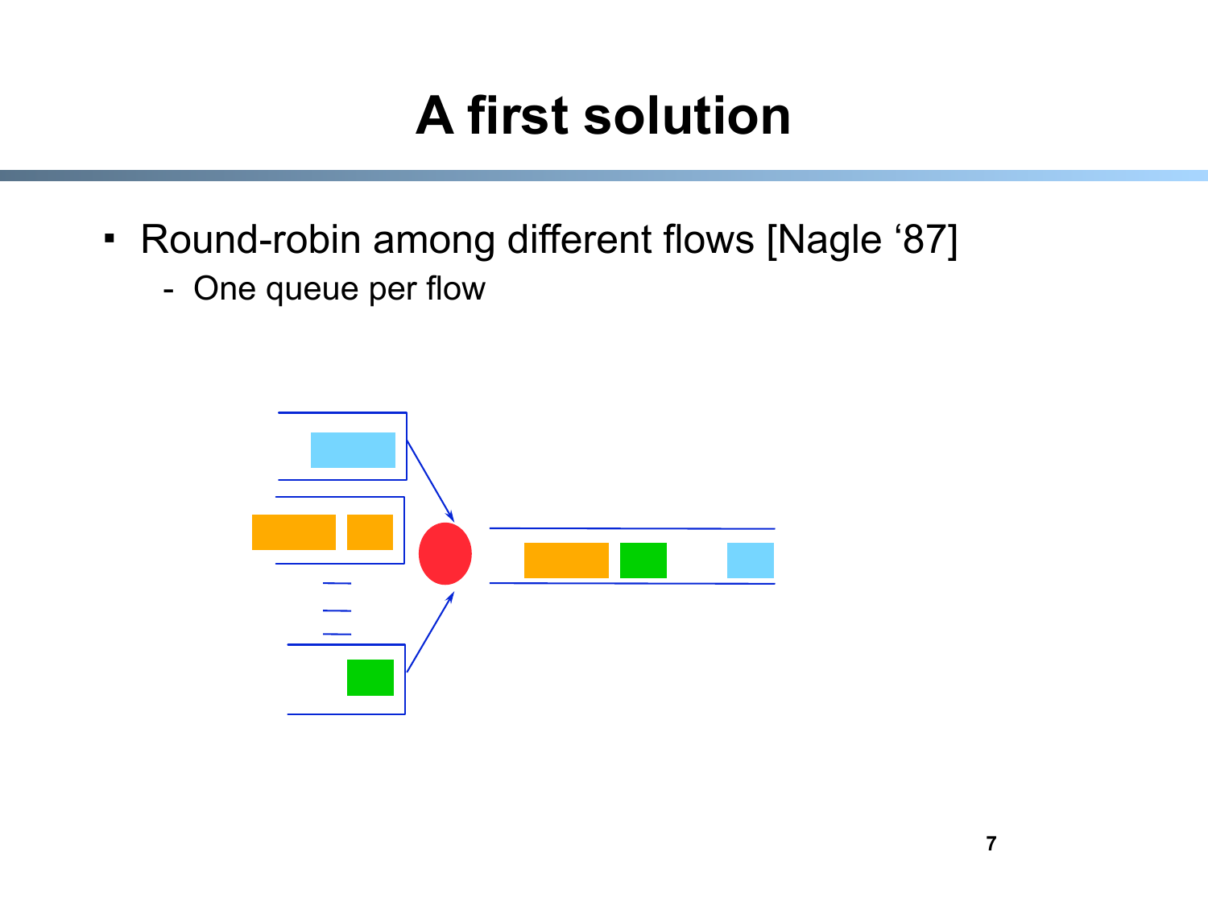# A first solution

- Round-robin among different flows [Nagle '87]
  - One queue per flow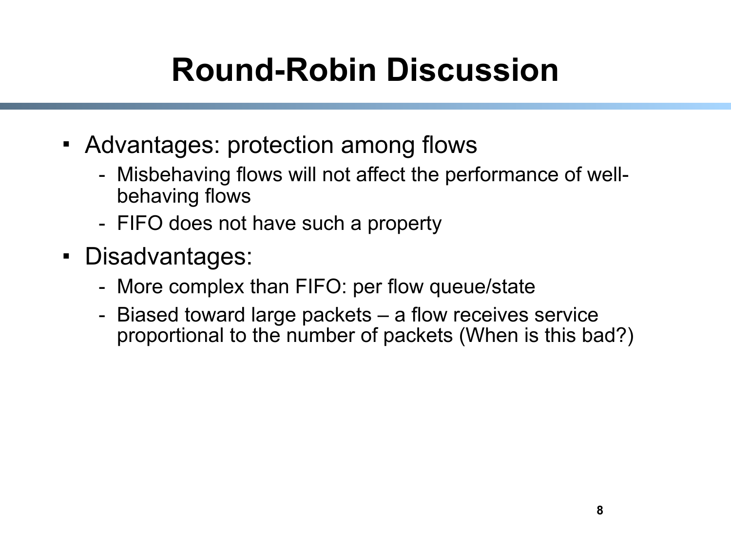# Round-Robin Discussion

- Advantages: protection among flows
  - Misbehaving flows will not affect the performance of well-behaving flows
  - FIFO does not have such a property
- Disadvantages:
  - More complex than FIFO: per flow queue/state
  - Biased toward large packets – a flow receives service proportional to the number of packets (When is this bad?)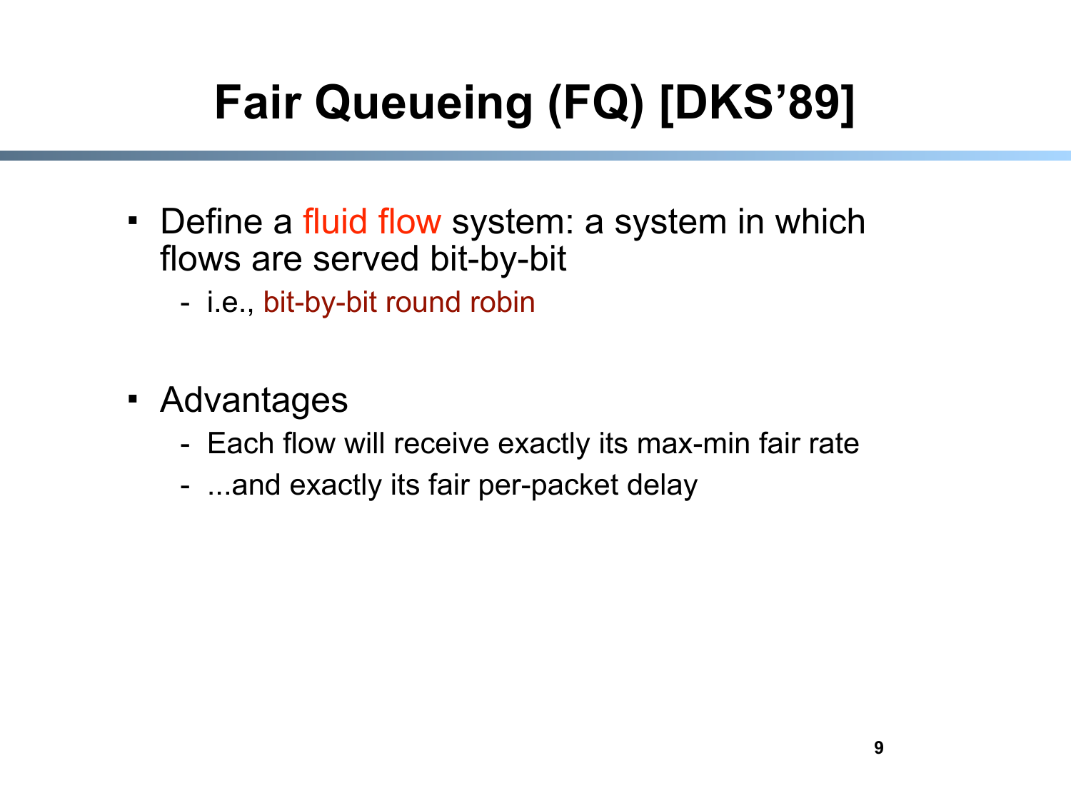# Fair Queueing (FQ) [DKS'89]

- Define a fluid flow system: a system in which flows are served bit-by-bit
  - i.e., bit-by-bit round robin

- Advantages
  - Each flow will receive exactly its max-min fair rate
  - ...and exactly its fair per-packet delay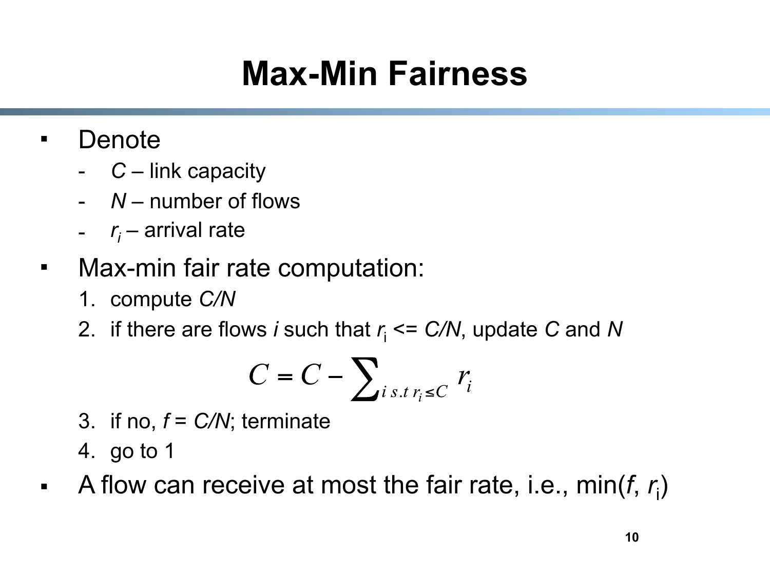# Max-Min Fairness

- Denote
  - $C$ – link capacity
  - $N$ – number of flows
  - $r_i$ – arrival rate
- Max-min fair rate computation:
  1. compute $C/N$
  2. if there are flows $i$ such that $r_i$ <= $C/N$, update $C$ and $N$

$$C = C - \sum_{i \, s.t \, r_i \leq C} r_i$$

  3. if no, $f = C/N$; terminate
  4. go to 1
- A flow can receive at most the fair rate, i.e., min($f$, $r_i$)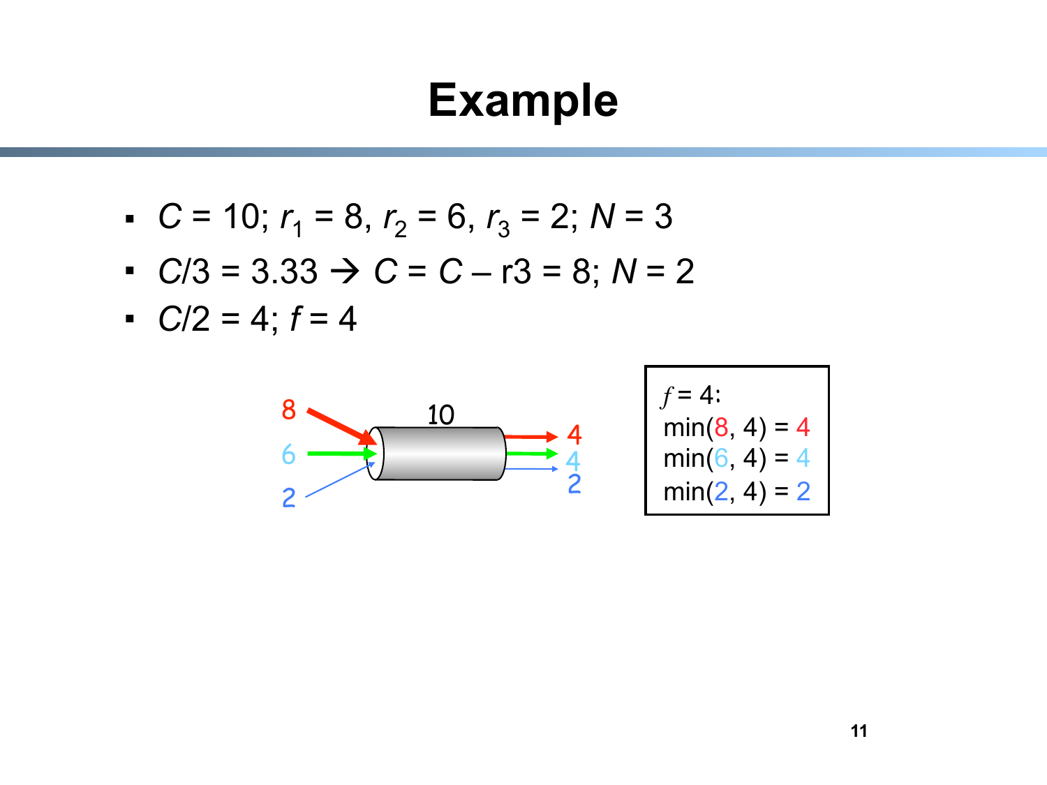# Example

- $C = 10$; $r_1 = 8$, $r_2 = 6$, $r_3 = 2$; $N = 3$
- $C/3 = 3.33 \rightarrow C = C - r3 = 8$; $N = 2$
- $C/2 = 4$; $f = 4$

$f = 4$:
min(8, 4) = 4
min(6, 4) = 4
min(2, 4) = 2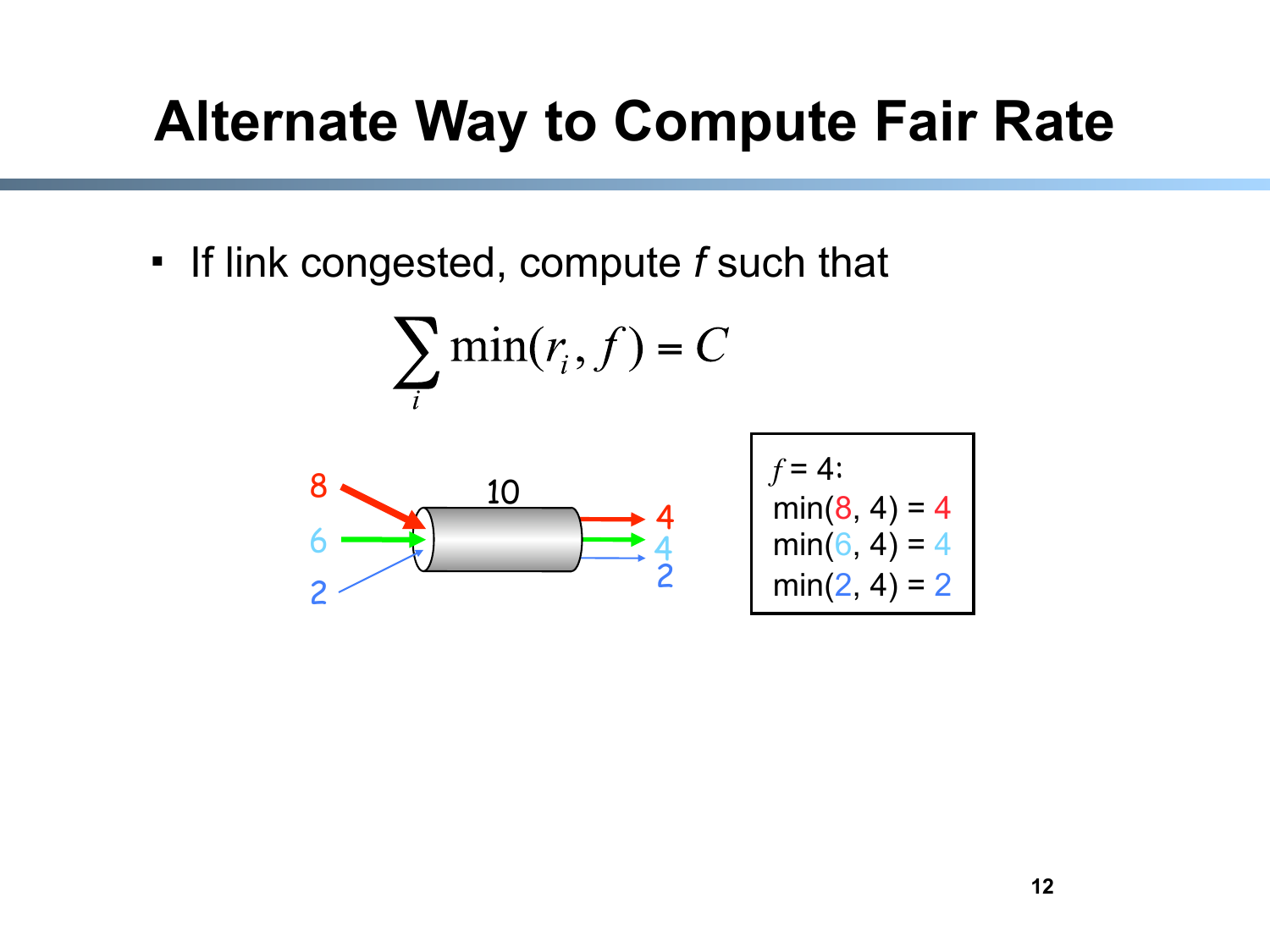# Alternate Way to Compute Fair Rate

- If link congested, compute $f$ such that

$$\sum_i \min(r_i, f) = C$$

$f = 4$:
min(8, 4) = 4
min(6, 4) = 4
min(2, 4) = 2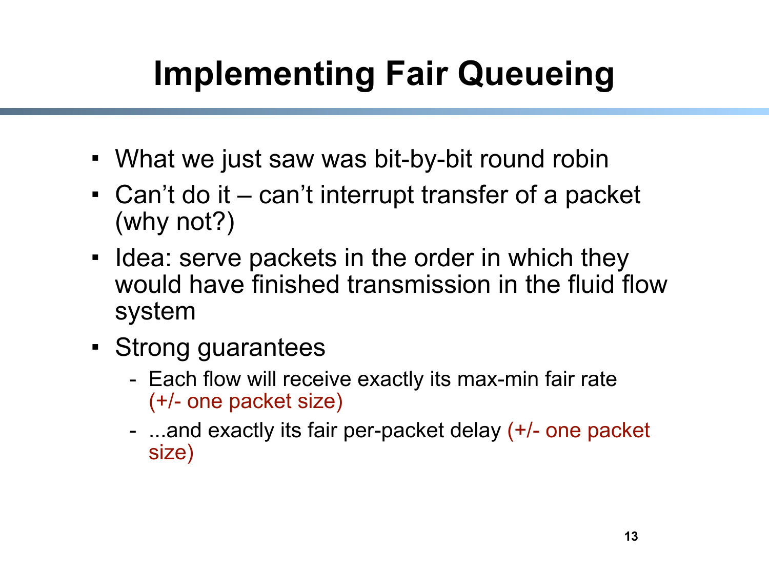# Implementing Fair Queueing

- What we just saw was bit-by-bit round robin
- Can't do it – can't interrupt transfer of a packet (why not?)
- Idea: serve packets in the order in which they would have finished transmission in the fluid flow system
- Strong guarantees
  - Each flow will receive exactly its max-min fair rate (+/- one packet size)
  - ...and exactly its fair per-packet delay (+/- one packet size)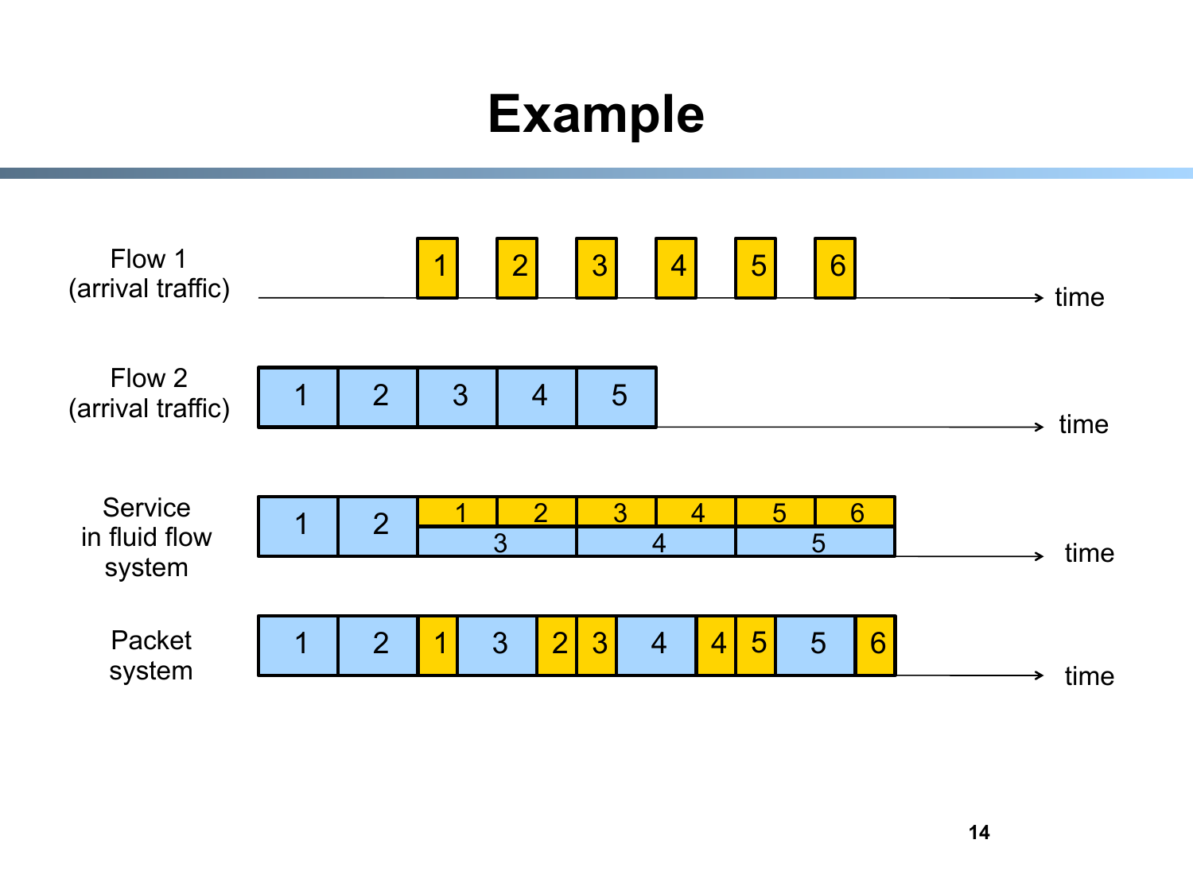# Example

Flow 1 (arrival traffic): 1, 2, 3, 4, 5, 6 → time

Flow 2 (arrival traffic): 1, 2, 3, 4, 5 → time

Service in fluid flow system: 1, 2, then Flow 1 packets 1, 2, 3, 4, 5, 6 shared with Flow 2 packets 3, 4, 5 → time

Packet system: 1, 2, 1, 3, 2, 3, 4, 4, 5, 5, 6 → time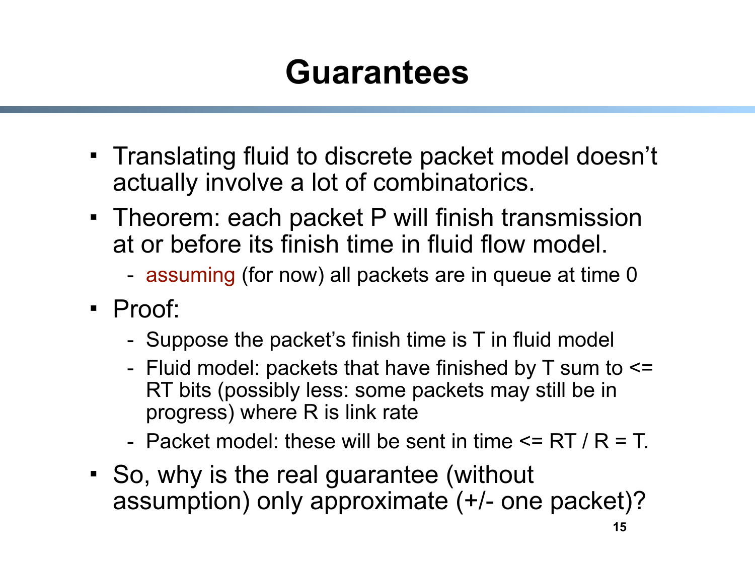# Guarantees

- Translating fluid to discrete packet model doesn't actually involve a lot of combinatorics.
- Theorem: each packet P will finish transmission at or before its finish time in fluid flow model.
  - assuming (for now) all packets are in queue at time 0
- Proof:
  - Suppose the packet's finish time is T in fluid model
  - Fluid model: packets that have finished by T sum to <= RT bits (possibly less: some packets may still be in progress) where R is link rate
  - Packet model: these will be sent in time <= RT / R = T.
- So, why is the real guarantee (without assumption) only approximate (+/- one packet)?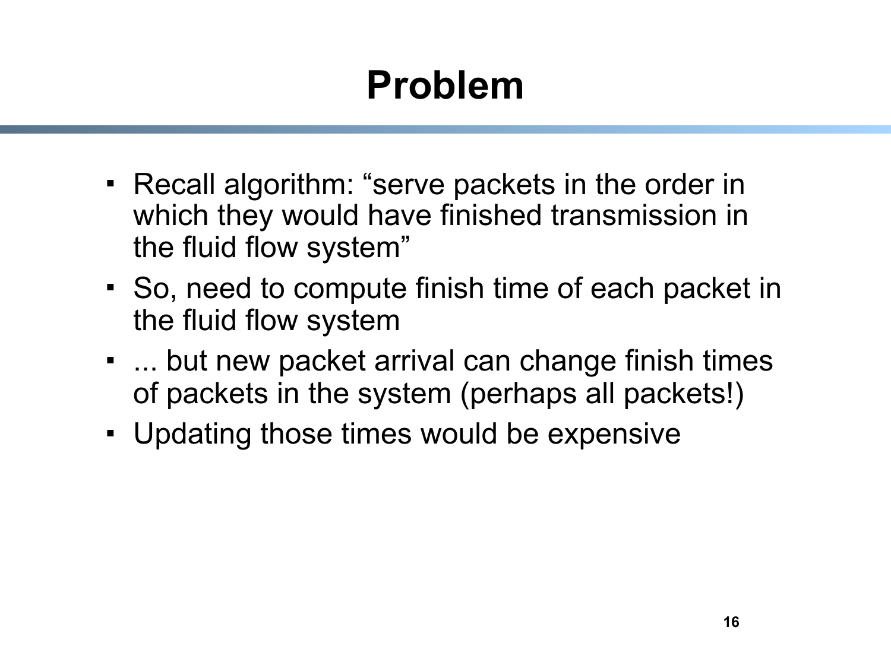# Problem

- Recall algorithm: “serve packets in the order in which they would have finished transmission in the fluid flow system”
- So, need to compute finish time of each packet in the fluid flow system
- ... but new packet arrival can change finish times of packets in the system (perhaps all packets!)
- Updating those times would be expensive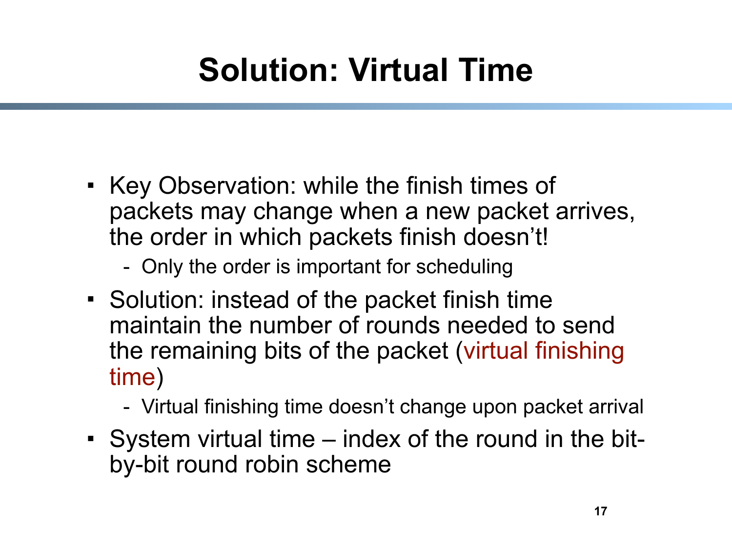# Solution: Virtual Time

- Key Observation: while the finish times of packets may change when a new packet arrives, the order in which packets finish doesn't!
  - Only the order is important for scheduling
- Solution: instead of the packet finish time maintain the number of rounds needed to send the remaining bits of the packet (virtual finishing time)
  - Virtual finishing time doesn't change upon packet arrival
- System virtual time – index of the round in the bit-by-bit round robin scheme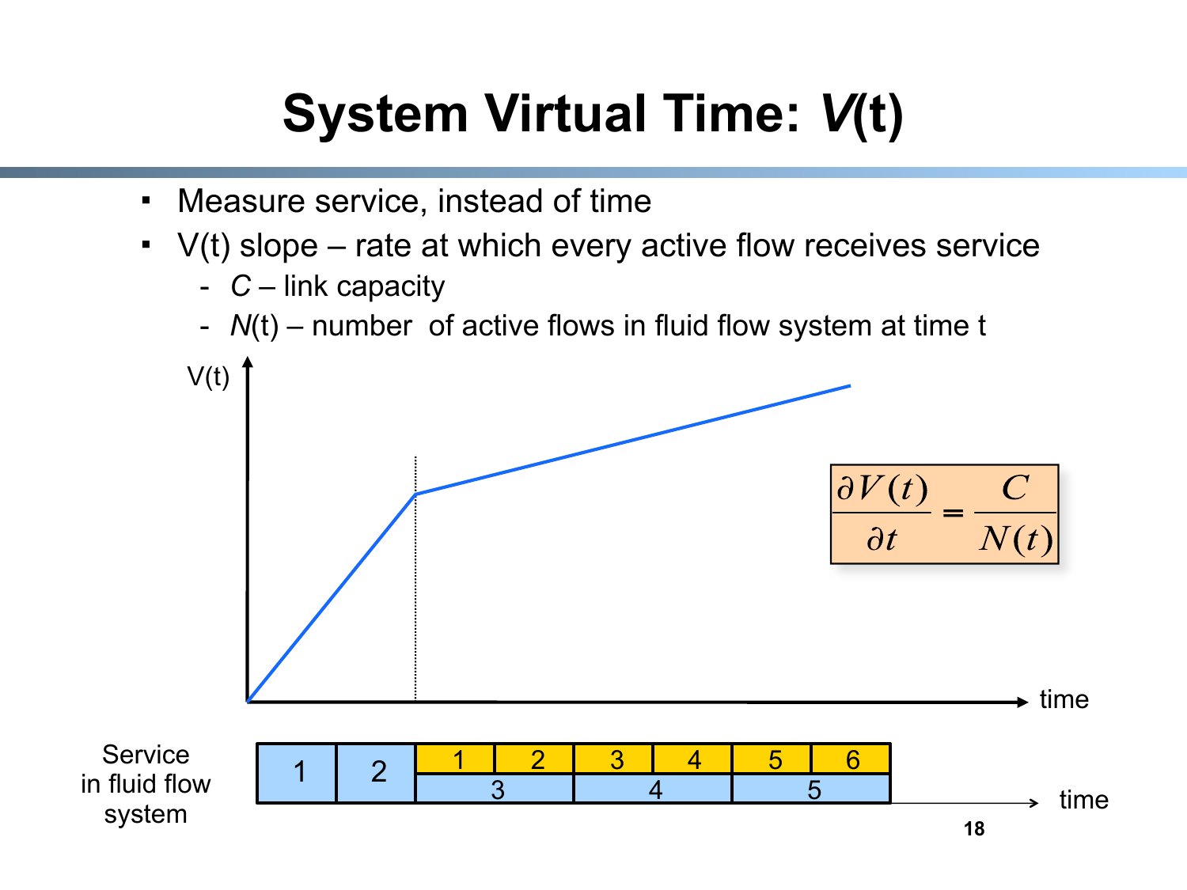# System Virtual Time: *V*(t)

- Measure service, instead of time
- V(t) slope – rate at which every active flow receives service
  - *C* – link capacity
  - *N*(t) – number of active flows in fluid flow system at time t

$$\frac{\partial V(t)}{\partial t} = \frac{C}{N(t)}$$

V(t)

time

Service in fluid flow system

| 1 | 2 | 1 | 2 | 3 | 4 | 5 | 6 |
|---|---|---|---|---|---|---|---|
| | | 3 | | 4 | | 5 | |

time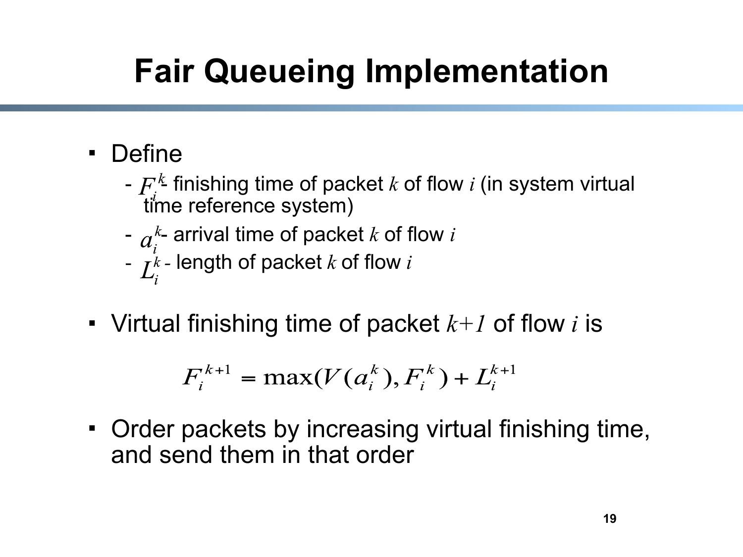# Fair Queueing Implementation

- Define
  - $F_i^k$ - finishing time of packet $k$ of flow $i$ (in system virtual time reference system)
  - $a_i^k$ - arrival time of packet $k$ of flow $i$
  - $L_i^k$ - length of packet $k$ of flow $i$
- Virtual finishing time of packet $k+1$ of flow $i$ is

$$F_i^{k+1} = \max(V(a_i^k), F_i^k) + L_i^{k+1}$$

- Order packets by increasing virtual finishing time, and send them in that order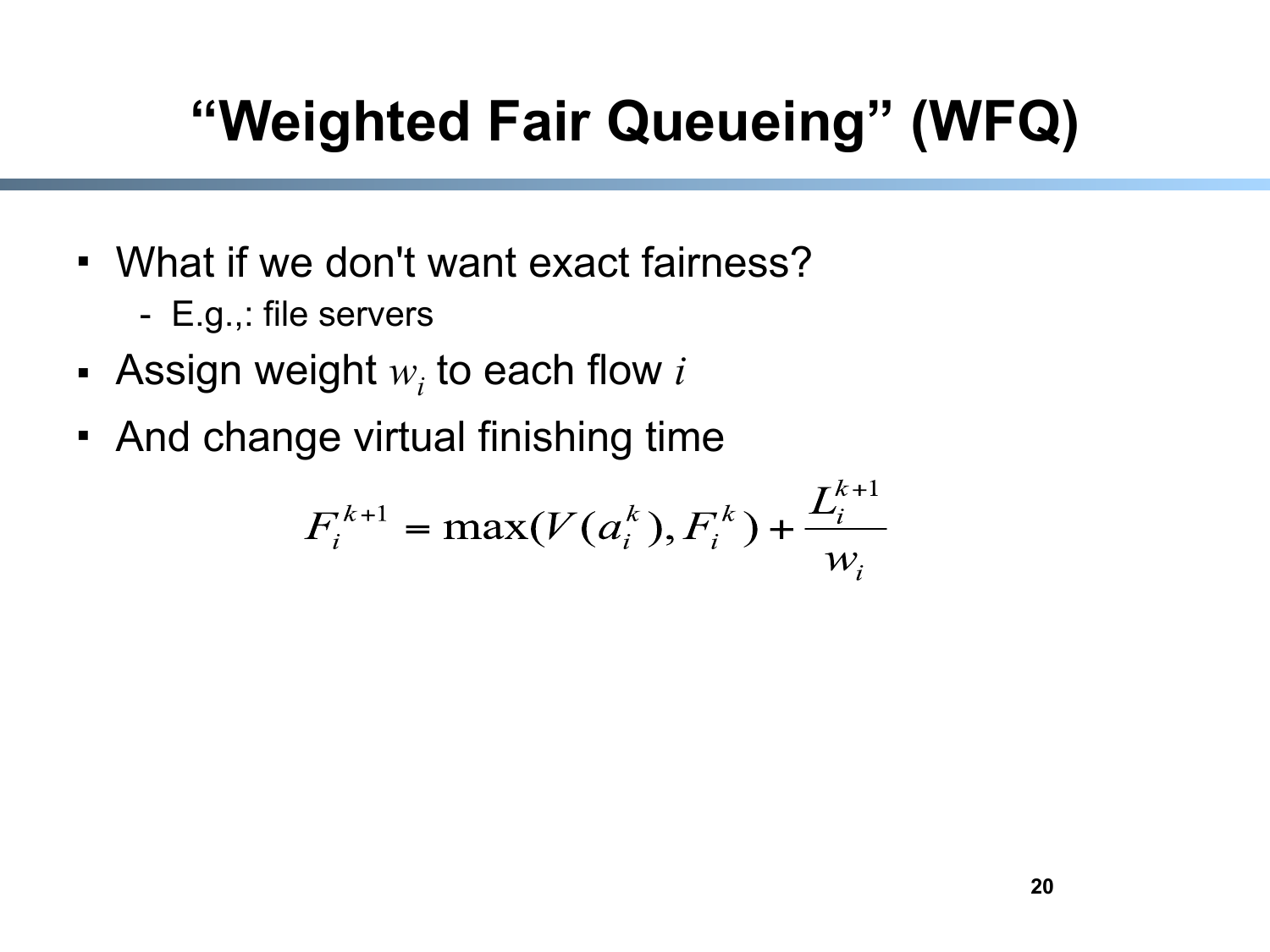# "Weighted Fair Queueing" (WFQ)

- What if we don't want exact fairness?
  - E.g.,: file servers
- Assign weight $w_i$ to each flow $i$
- And change virtual finishing time

$$F_i^{k+1} = \max(V(a_i^k), F_i^k) + \frac{L_i^{k+1}}{w_i}$$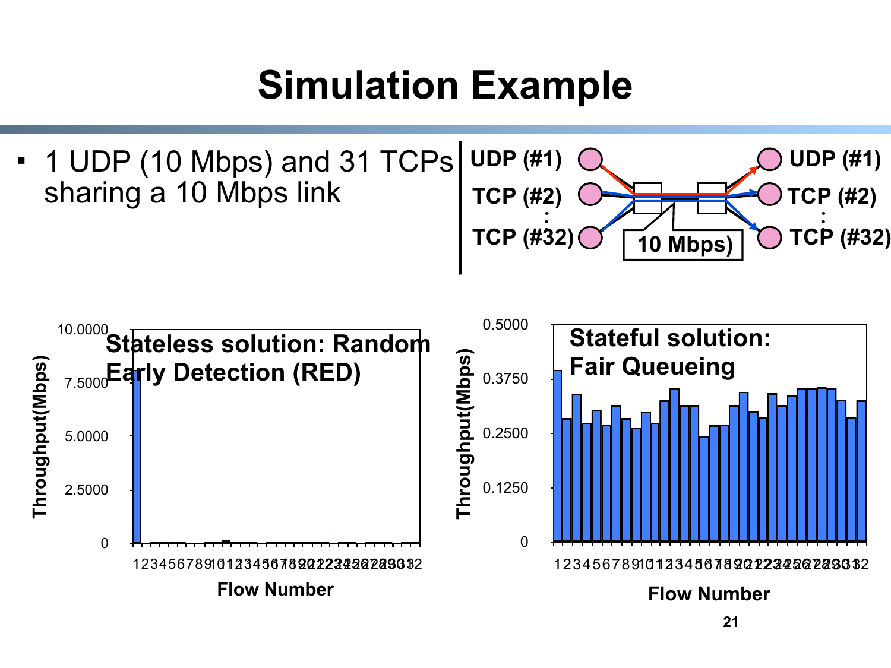# Simulation Example

- 1 UDP (10 Mbps) and 31 TCPs sharing a 10 Mbps link

UDP (#1) → UDP (#1)
TCP (#2) → TCP (#2)
⋮
TCP (#32) → TCP (#32)

10 Mbps)

**Stateless solution: Random Early Detection (RED)**

Throughput(Mbps): 0, 2.5000, 5.0000, 7.5000, 10.0000

Flow Number: 1–32

**Stateful solution: Fair Queueing**

Throughput(Mbps): 0, 0.1250, 0.2500, 0.3750, 0.5000

Flow Number: 1–32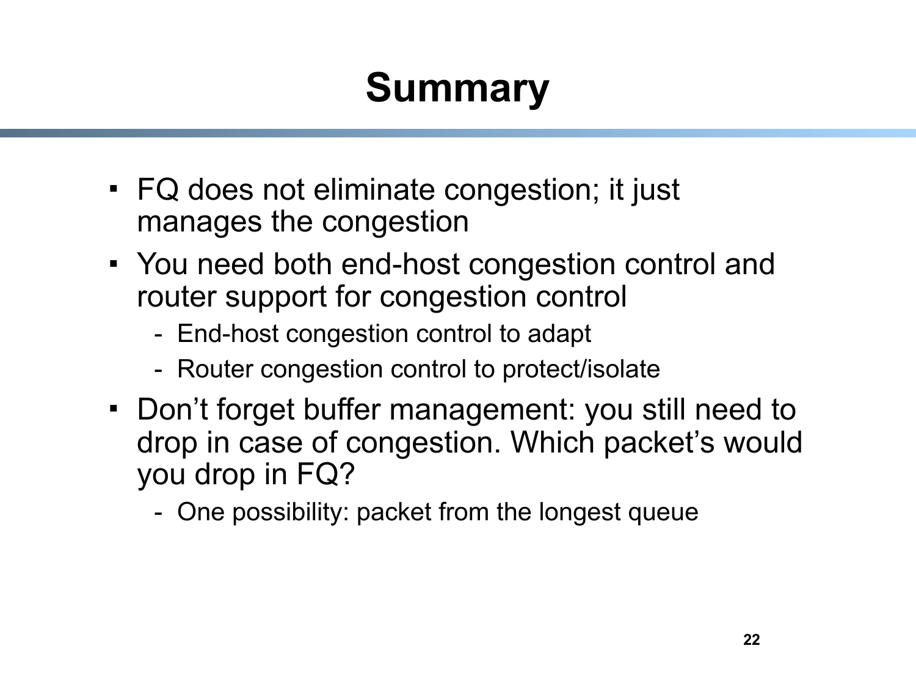# Summary

- FQ does not eliminate congestion; it just manages the congestion
- You need both end-host congestion control and router support for congestion control
  - End-host congestion control to adapt
  - Router congestion control to protect/isolate
- Don't forget buffer management: you still need to drop in case of congestion. Which packet's would you drop in FQ?
  - One possibility: packet from the longest queue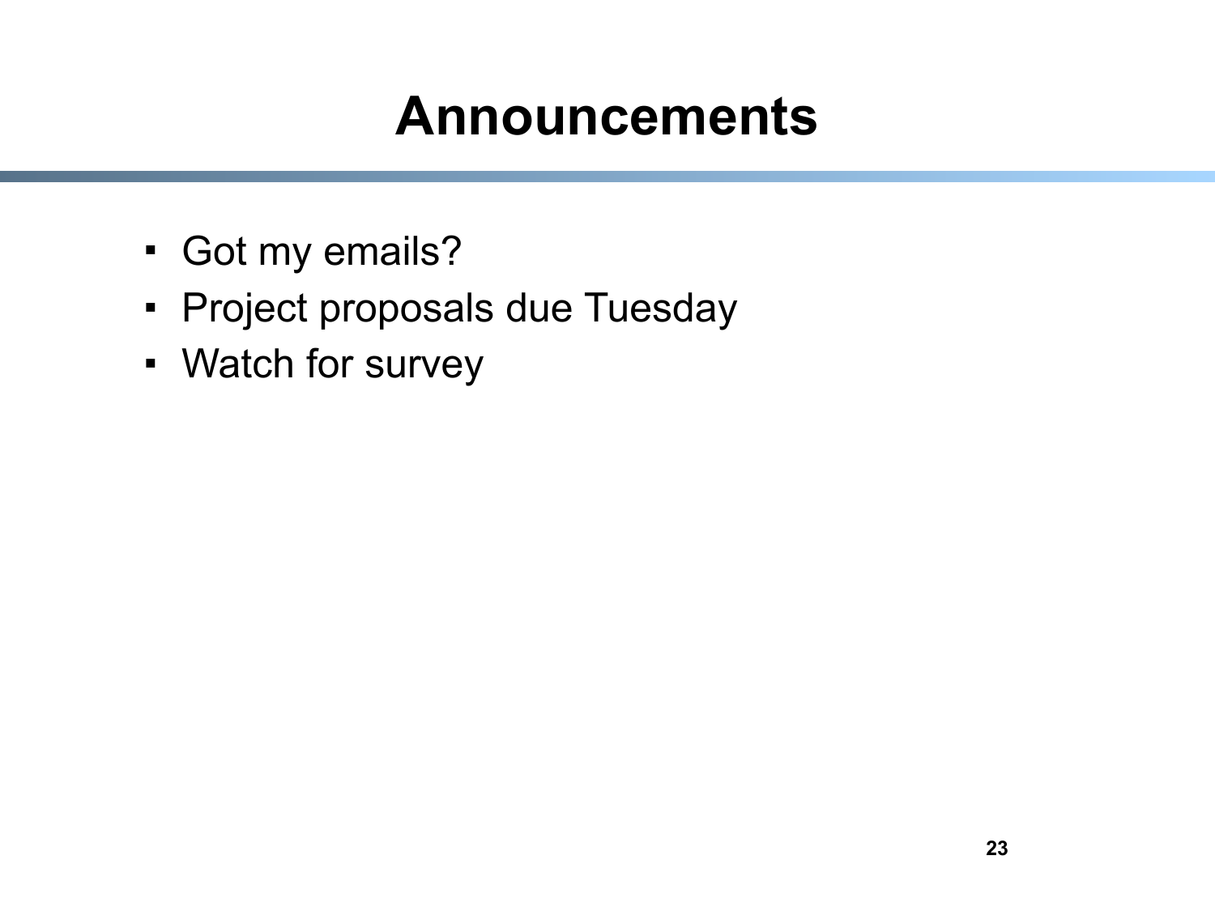# Announcements

- Got my emails?
- Project proposals due Tuesday
- Watch for survey